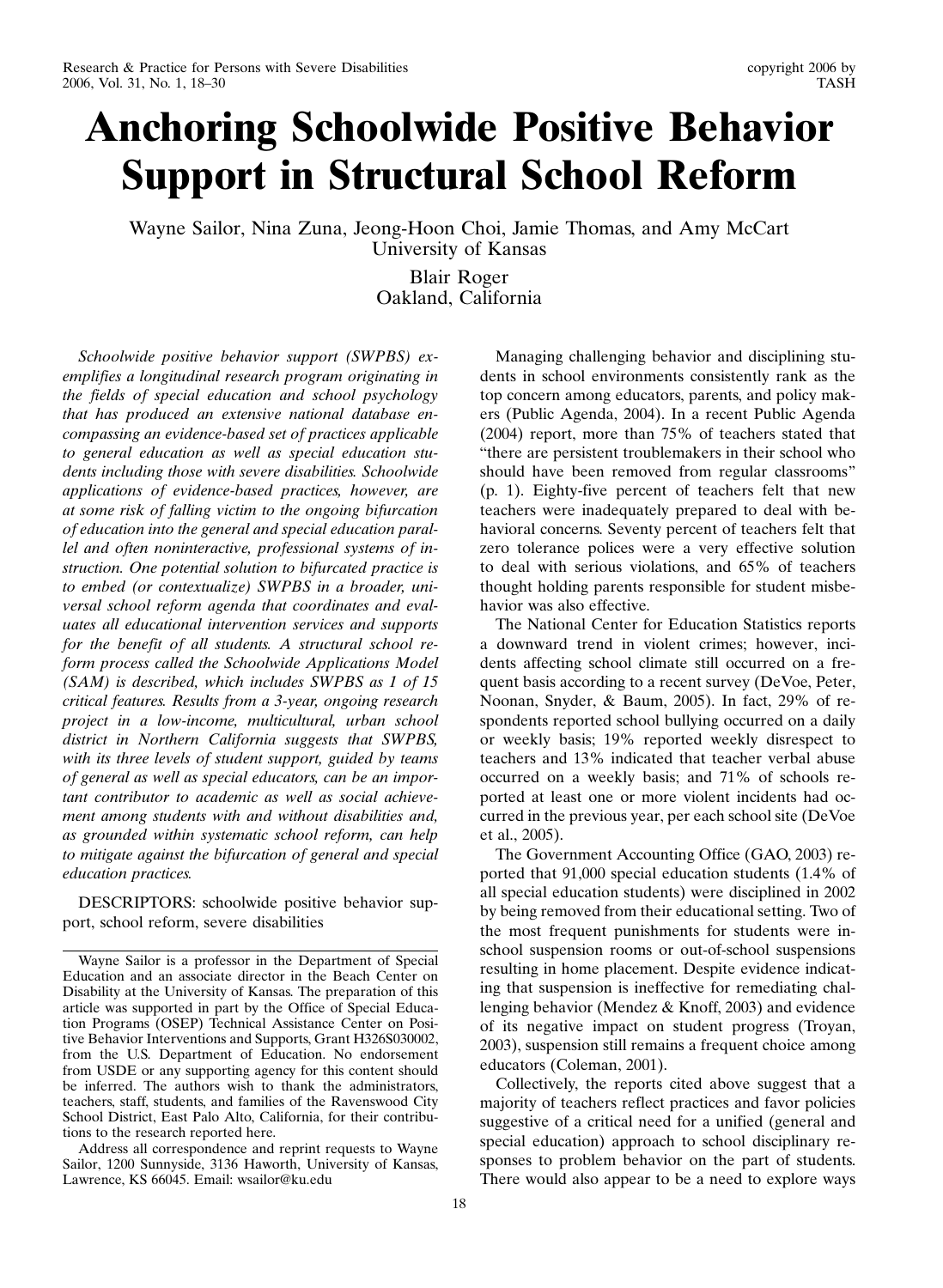# Anchoring Schoolwide Positive Behavior Support in Structural School Reform

Wayne Sailor, Nina Zuna, Jeong-Hoon Choi, Jamie Thomas, and Amy McCart
University of Kansas

Blair Roger
Oakland, California

*Schoolwide positive behavior support (SWPBS) exemplifies a longitudinal research program originating in the fields of special education and school psychology that has produced an extensive national database encompassing an evidence-based set of practices applicable to general education as well as special education students including those with severe disabilities. Schoolwide applications of evidence-based practices, however, are at some risk of falling victim to the ongoing bifurcation of education into the general and special education parallel and often noninteractive, professional systems of instruction. One potential solution to bifurcated practice is to embed (or contextualize) SWPBS in a broader, universal school reform agenda that coordinates and evaluates all educational intervention services and supports for the benefit of all students. A structural school reform process called the Schoolwide Applications Model (SAM) is described, which includes SWPBS as 1 of 15 critical features. Results from a 3-year, ongoing research project in a low-income, multicultural, urban school district in Northern California suggests that SWPBS, with its three levels of student support, guided by teams of general as well as special educators, can be an important contributor to academic as well as social achievement among students with and without disabilities and, as grounded within systematic school reform, can help to mitigate against the bifurcation of general and special education practices.*

DESCRIPTORS: schoolwide positive behavior support, school reform, severe disabilities

---

Wayne Sailor is a professor in the Department of Special Education and an associate director in the Beach Center on Disability at the University of Kansas. The preparation of this article was supported in part by the Office of Special Education Programs (OSEP) Technical Assistance Center on Positive Behavior Interventions and Supports, Grant H326S030002, from the U.S. Department of Education. No endorsement from USDE or any supporting agency for this content should be inferred. The authors wish to thank the administrators, teachers, staff, students, and families of the Ravenswood City School District, East Palo Alto, California, for their contributions to the research reported here.

Address all correspondence and reprint requests to Wayne Sailor, 1200 Sunnyside, 3136 Haworth, University of Kansas, Lawrence, KS 66045. Email: wsailor@ku.edu

---

Managing challenging behavior and disciplining students in school environments consistently rank as the top concern among educators, parents, and policy makers (Public Agenda, 2004). In a recent Public Agenda (2004) report, more than 75% of teachers stated that "there are persistent troublemakers in their school who should have been removed from regular classrooms" (p. 1). Eighty-five percent of teachers felt that new teachers were inadequately prepared to deal with behavioral concerns. Seventy percent of teachers felt that zero tolerance polices were a very effective solution to deal with serious violations, and 65% of teachers thought holding parents responsible for student misbehavior was also effective.

The National Center for Education Statistics reports a downward trend in violent crimes; however, incidents affecting school climate still occurred on a frequent basis according to a recent survey (DeVoe, Peter, Noonan, Snyder, & Baum, 2005). In fact, 29% of respondents reported school bullying occurred on a daily or weekly basis; 19% reported weekly disrespect to teachers and 13% indicated that teacher verbal abuse occurred on a weekly basis; and 71% of schools reported at least one or more violent incidents had occurred in the previous year, per each school site (DeVoe et al., 2005).

The Government Accounting Office (GAO, 2003) reported that 91,000 special education students (1.4% of all special education students) were disciplined in 2002 by being removed from their educational setting. Two of the most frequent punishments for students were in-school suspension rooms or out-of-school suspensions resulting in home placement. Despite evidence indicating that suspension is ineffective for remediating challenging behavior (Mendez & Knoff, 2003) and evidence of its negative impact on student progress (Troyan, 2003), suspension still remains a frequent choice among educators (Coleman, 2001).

Collectively, the reports cited above suggest that a majority of teachers reflect practices and favor policies suggestive of a critical need for a unified (general and special education) approach to school disciplinary responses to problem behavior on the part of students. There would also appear to be a need to explore ways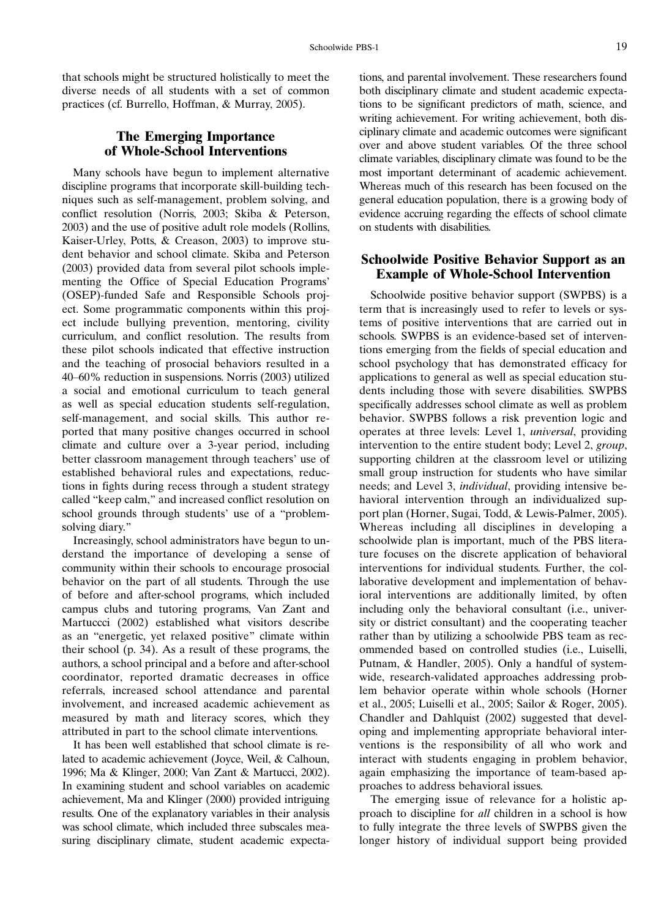that schools might be structured holistically to meet the diverse needs of all students with a set of common practices (cf. Burrello, Hoffman, & Murray, 2005).

## The Emerging Importance of Whole-School Interventions

Many schools have begun to implement alternative discipline programs that incorporate skill-building techniques such as self-management, problem solving, and conflict resolution (Norris, 2003; Skiba & Peterson, 2003) and the use of positive adult role models (Rollins, Kaiser-Urley, Potts, & Creason, 2003) to improve student behavior and school climate. Skiba and Peterson (2003) provided data from several pilot schools implementing the Office of Special Education Programs' (OSEP)-funded Safe and Responsible Schools project. Some programmatic components within this project include bullying prevention, mentoring, civility curriculum, and conflict resolution. The results from these pilot schools indicated that effective instruction and the teaching of prosocial behaviors resulted in a 40–60% reduction in suspensions. Norris (2003) utilized a social and emotional curriculum to teach general as well as special education students self-regulation, self-management, and social skills. This author reported that many positive changes occurred in school climate and culture over a 3-year period, including better classroom management through teachers' use of established behavioral rules and expectations, reductions in fights during recess through a student strategy called "keep calm," and increased conflict resolution on school grounds through students' use of a "problem-solving diary."

Increasingly, school administrators have begun to understand the importance of developing a sense of community within their schools to encourage prosocial behavior on the part of all students. Through the use of before and after-school programs, which included campus clubs and tutoring programs, Van Zant and Martuccci (2002) established what visitors describe as an "energetic, yet relaxed positive" climate within their school (p. 34). As a result of these programs, the authors, a school principal and a before and after-school coordinator, reported dramatic decreases in office referrals, increased school attendance and parental involvement, and increased academic achievement as measured by math and literacy scores, which they attributed in part to the school climate interventions.

It has been well established that school climate is related to academic achievement (Joyce, Weil, & Calhoun, 1996; Ma & Klinger, 2000; Van Zant & Martucci, 2002). In examining student and school variables on academic achievement, Ma and Klinger (2000) provided intriguing results. One of the explanatory variables in their analysis was school climate, which included three subscales measuring disciplinary climate, student academic expectations, and parental involvement. These researchers found both disciplinary climate and student academic expectations to be significant predictors of math, science, and writing achievement. For writing achievement, both disciplinary climate and academic outcomes were significant over and above student variables. Of the three school climate variables, disciplinary climate was found to be the most important determinant of academic achievement. Whereas much of this research has been focused on the general education population, there is a growing body of evidence accruing regarding the effects of school climate on students with disabilities.

## Schoolwide Positive Behavior Support as an Example of Whole-School Intervention

Schoolwide positive behavior support (SWPBS) is a term that is increasingly used to refer to levels or systems of positive interventions that are carried out in schools. SWPBS is an evidence-based set of interventions emerging from the fields of special education and school psychology that has demonstrated efficacy for applications to general as well as special education students including those with severe disabilities. SWPBS specifically addresses school climate as well as problem behavior. SWPBS follows a risk prevention logic and operates at three levels: Level 1, *universal*, providing intervention to the entire student body; Level 2, *group*, supporting children at the classroom level or utilizing small group instruction for students who have similar needs; and Level 3, *individual*, providing intensive behavioral intervention through an individualized support plan (Horner, Sugai, Todd, & Lewis-Palmer, 2005). Whereas including all disciplines in developing a schoolwide plan is important, much of the PBS literature focuses on the discrete application of behavioral interventions for individual students. Further, the collaborative development and implementation of behavioral interventions are additionally limited, by often including only the behavioral consultant (i.e., university or district consultant) and the cooperating teacher rather than by utilizing a schoolwide PBS team as recommended based on controlled studies (i.e., Luiselli, Putnam, & Handler, 2005). Only a handful of systemwide, research-validated approaches addressing problem behavior operate within whole schools (Horner et al., 2005; Luiselli et al., 2005; Sailor & Roger, 2005). Chandler and Dahlquist (2002) suggested that developing and implementing appropriate behavioral interventions is the responsibility of all who work and interact with students engaging in problem behavior, again emphasizing the importance of team-based approaches to address behavioral issues.

The emerging issue of relevance for a holistic approach to discipline for *all* children in a school is how to fully integrate the three levels of SWPBS given the longer history of individual support being provided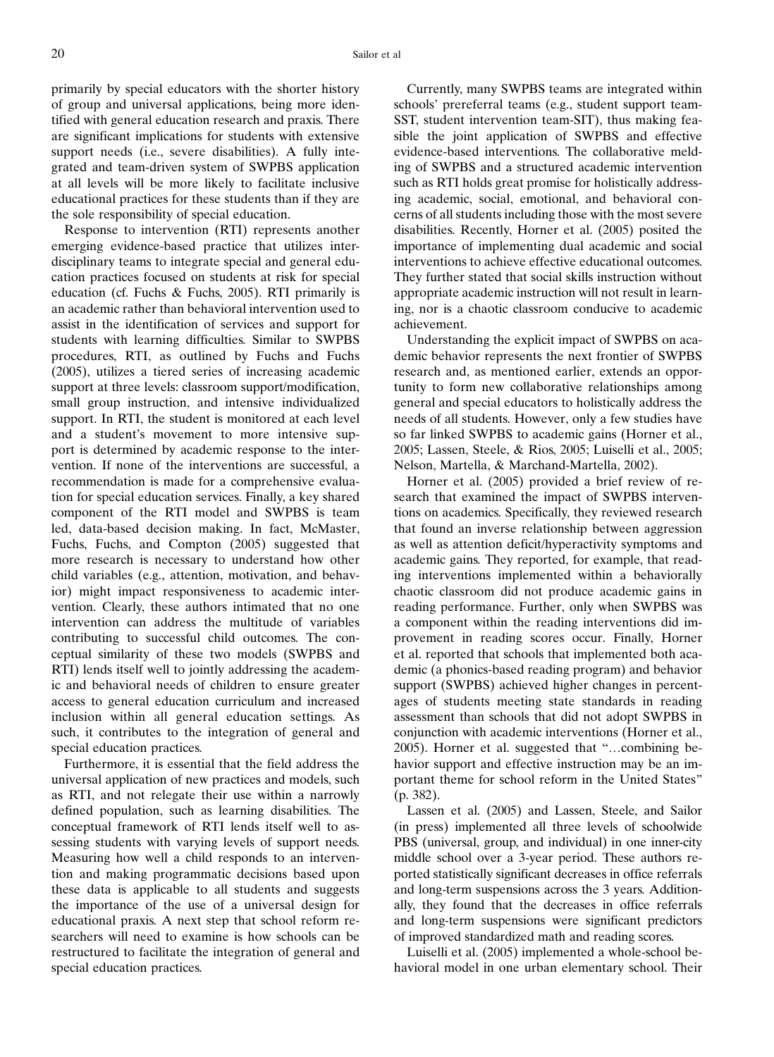primarily by special educators with the shorter history of group and universal applications, being more identified with general education research and praxis. There are significant implications for students with extensive support needs (i.e., severe disabilities). A fully integrated and team-driven system of SWPBS application at all levels will be more likely to facilitate inclusive educational practices for these students than if they are the sole responsibility of special education.

Response to intervention (RTI) represents another emerging evidence-based practice that utilizes interdisciplinary teams to integrate special and general education practices focused on students at risk for special education (cf. Fuchs & Fuchs, 2005). RTI primarily is an academic rather than behavioral intervention used to assist in the identification of services and support for students with learning difficulties. Similar to SWPBS procedures, RTI, as outlined by Fuchs and Fuchs (2005), utilizes a tiered series of increasing academic support at three levels: classroom support/modification, small group instruction, and intensive individualized support. In RTI, the student is monitored at each level and a student's movement to more intensive support is determined by academic response to the intervention. If none of the interventions are successful, a recommendation is made for a comprehensive evaluation for special education services. Finally, a key shared component of the RTI model and SWPBS is team led, data-based decision making. In fact, McMaster, Fuchs, Fuchs, and Compton (2005) suggested that more research is necessary to understand how other child variables (e.g., attention, motivation, and behavior) might impact responsiveness to academic intervention. Clearly, these authors intimated that no one intervention can address the multitude of variables contributing to successful child outcomes. The conceptual similarity of these two models (SWPBS and RTI) lends itself well to jointly addressing the academic and behavioral needs of children to ensure greater access to general education curriculum and increased inclusion within all general education settings. As such, it contributes to the integration of general and special education practices.

Furthermore, it is essential that the field address the universal application of new practices and models, such as RTI, and not relegate their use within a narrowly defined population, such as learning disabilities. The conceptual framework of RTI lends itself well to assessing students with varying levels of support needs. Measuring how well a child responds to an intervention and making programmatic decisions based upon these data is applicable to all students and suggests the importance of the use of a universal design for educational praxis. A next step that school reform researchers will need to examine is how schools can be restructured to facilitate the integration of general and special education practices.

Currently, many SWPBS teams are integrated within schools' prereferral teams (e.g., student support team-SST, student intervention team-SIT), thus making feasible the joint application of SWPBS and effective evidence-based interventions. The collaborative melding of SWPBS and a structured academic intervention such as RTI holds great promise for holistically addressing academic, social, emotional, and behavioral concerns of all students including those with the most severe disabilities. Recently, Horner et al. (2005) posited the importance of implementing dual academic and social interventions to achieve effective educational outcomes. They further stated that social skills instruction without appropriate academic instruction will not result in learning, nor is a chaotic classroom conducive to academic achievement.

Understanding the explicit impact of SWPBS on academic behavior represents the next frontier of SWPBS research and, as mentioned earlier, extends an opportunity to form new collaborative relationships among general and special educators to holistically address the needs of all students. However, only a few studies have so far linked SWPBS to academic gains (Horner et al., 2005; Lassen, Steele, & Rios, 2005; Luiselli et al., 2005; Nelson, Martella, & Marchand-Martella, 2002).

Horner et al. (2005) provided a brief review of research that examined the impact of SWPBS interventions on academics. Specifically, they reviewed research that found an inverse relationship between aggression as well as attention deficit/hyperactivity symptoms and academic gains. They reported, for example, that reading interventions implemented within a behaviorally chaotic classroom did not produce academic gains in reading performance. Further, only when SWPBS was a component within the reading interventions did improvement in reading scores occur. Finally, Horner et al. reported that schools that implemented both academic (a phonics-based reading program) and behavior support (SWPBS) achieved higher changes in percentages of students meeting state standards in reading assessment than schools that did not adopt SWPBS in conjunction with academic interventions (Horner et al., 2005). Horner et al. suggested that "…combining behavior support and effective instruction may be an important theme for school reform in the United States" (p. 382).

Lassen et al. (2005) and Lassen, Steele, and Sailor (in press) implemented all three levels of schoolwide PBS (universal, group, and individual) in one inner-city middle school over a 3-year period. These authors reported statistically significant decreases in office referrals and long-term suspensions across the 3 years. Additionally, they found that the decreases in office referrals and long-term suspensions were significant predictors of improved standardized math and reading scores.

Luiselli et al. (2005) implemented a whole-school behavioral model in one urban elementary school. Their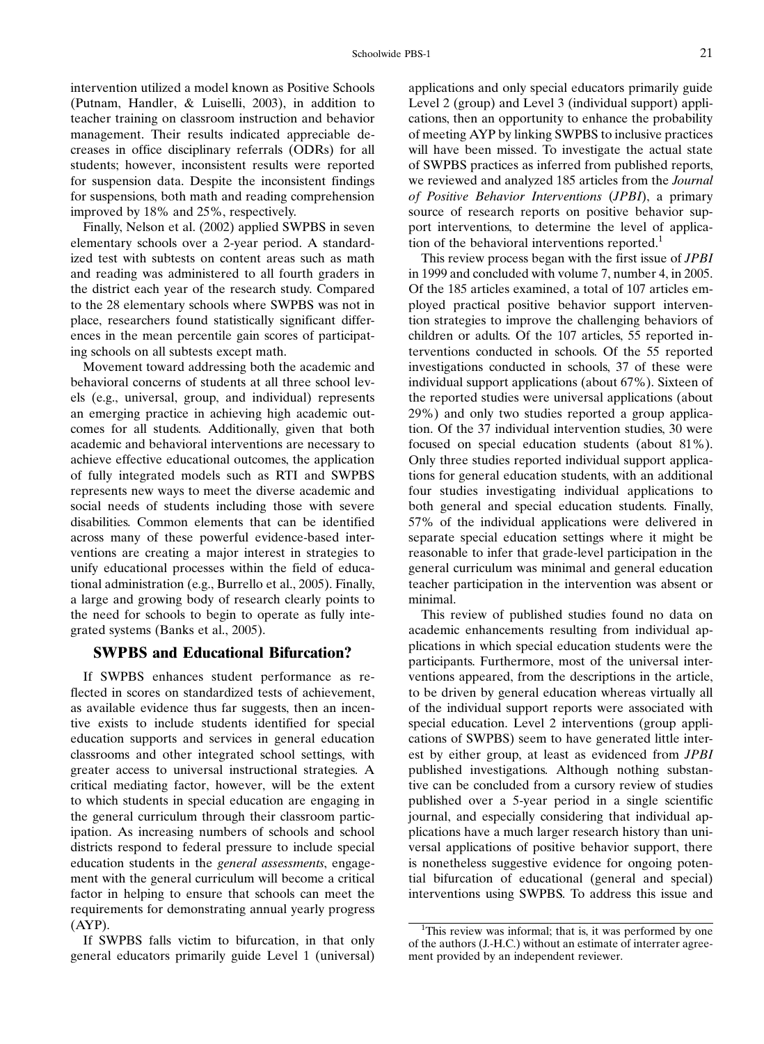intervention utilized a model known as Positive Schools (Putnam, Handler, & Luiselli, 2003), in addition to teacher training on classroom instruction and behavior management. Their results indicated appreciable decreases in office disciplinary referrals (ODRs) for all students; however, inconsistent results were reported for suspension data. Despite the inconsistent findings for suspensions, both math and reading comprehension improved by 18% and 25%, respectively.

Finally, Nelson et al. (2002) applied SWPBS in seven elementary schools over a 2-year period. A standardized test with subtests on content areas such as math and reading was administered to all fourth graders in the district each year of the research study. Compared to the 28 elementary schools where SWPBS was not in place, researchers found statistically significant differences in the mean percentile gain scores of participating schools on all subtests except math.

Movement toward addressing both the academic and behavioral concerns of students at all three school levels (e.g., universal, group, and individual) represents an emerging practice in achieving high academic outcomes for all students. Additionally, given that both academic and behavioral interventions are necessary to achieve effective educational outcomes, the application of fully integrated models such as RTI and SWPBS represents new ways to meet the diverse academic and social needs of students including those with severe disabilities. Common elements that can be identified across many of these powerful evidence-based interventions are creating a major interest in strategies to unify educational processes within the field of educational administration (e.g., Burrello et al., 2005). Finally, a large and growing body of research clearly points to the need for schools to begin to operate as fully integrated systems (Banks et al., 2005).

## SWPBS and Educational Bifurcation?

If SWPBS enhances student performance as reflected in scores on standardized tests of achievement, as available evidence thus far suggests, then an incentive exists to include students identified for special education supports and services in general education classrooms and other integrated school settings, with greater access to universal instructional strategies. A critical mediating factor, however, will be the extent to which students in special education are engaging in the general curriculum through their classroom participation. As increasing numbers of schools and school districts respond to federal pressure to include special education students in the *general assessments*, engagement with the general curriculum will become a critical factor in helping to ensure that schools can meet the requirements for demonstrating annual yearly progress (AYP).

If SWPBS falls victim to bifurcation, in that only general educators primarily guide Level 1 (universal) applications and only special educators primarily guide Level 2 (group) and Level 3 (individual support) applications, then an opportunity to enhance the probability of meeting AYP by linking SWPBS to inclusive practices will have been missed. To investigate the actual state of SWPBS practices as inferred from published reports, we reviewed and analyzed 185 articles from the *Journal of Positive Behavior Interventions* (*JPBI*), a primary source of research reports on positive behavior support interventions, to determine the level of application of the behavioral interventions reported.[1]

This review process began with the first issue of *JPBI* in 1999 and concluded with volume 7, number 4, in 2005. Of the 185 articles examined, a total of 107 articles employed practical positive behavior support intervention strategies to improve the challenging behaviors of children or adults. Of the 107 articles, 55 reported interventions conducted in schools. Of the 55 reported investigations conducted in schools, 37 of these were individual support applications (about 67%). Sixteen of the reported studies were universal applications (about 29%) and only two studies reported a group application. Of the 37 individual intervention studies, 30 were focused on special education students (about 81%). Only three studies reported individual support applications for general education students, with an additional four studies investigating individual applications to both general and special education students. Finally, 57% of the individual applications were delivered in separate special education settings where it might be reasonable to infer that grade-level participation in the general curriculum was minimal and general education teacher participation in the intervention was absent or minimal.

This review of published studies found no data on academic enhancements resulting from individual applications in which special education students were the participants. Furthermore, most of the universal interventions appeared, from the descriptions in the article, to be driven by general education whereas virtually all of the individual support reports were associated with special education. Level 2 interventions (group applications of SWPBS) seem to have generated little interest by either group, at least as evidenced from *JPBI* published investigations. Although nothing substantive can be concluded from a cursory review of studies published over a 5-year period in a single scientific journal, and especially considering that individual applications have a much larger research history than universal applications of positive behavior support, there is nonetheless suggestive evidence for ongoing potential bifurcation of educational (general and special) interventions using SWPBS. To address this issue and

[1] This review was informal; that is, it was performed by one of the authors (J.-H.C.) without an estimate of interrater agreement provided by an independent reviewer.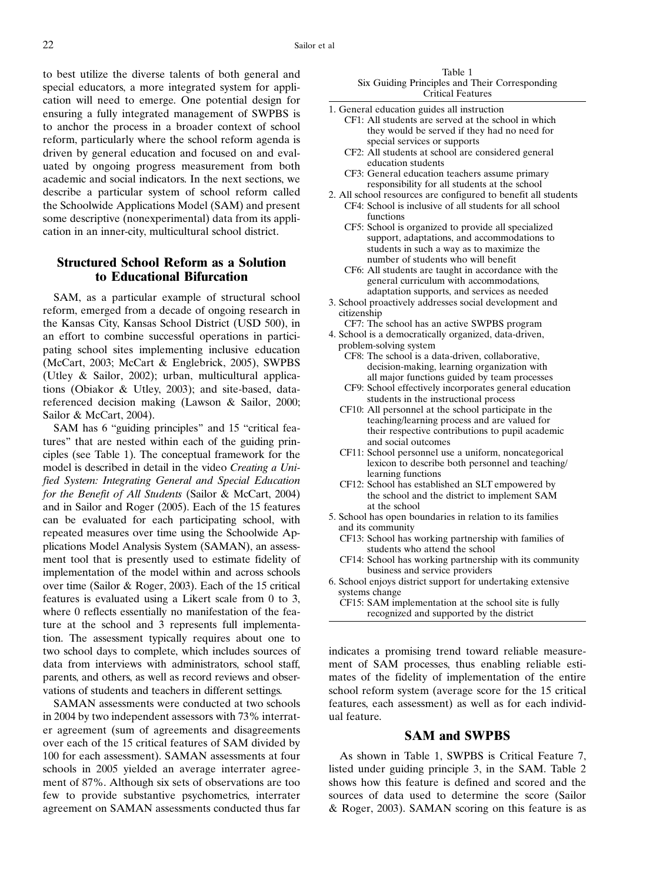to best utilize the diverse talents of both general and special educators, a more integrated system for application will need to emerge. One potential design for ensuring a fully integrated management of SWPBS is to anchor the process in a broader context of school reform, particularly where the school reform agenda is driven by general education and focused on and evaluated by ongoing progress measurement from both academic and social indicators. In the next sections, we describe a particular system of school reform called the Schoolwide Applications Model (SAM) and present some descriptive (nonexperimental) data from its application in an inner-city, multicultural school district.

## Structured School Reform as a Solution to Educational Bifurcation

SAM, as a particular example of structural school reform, emerged from a decade of ongoing research in the Kansas City, Kansas School District (USD 500), in an effort to combine successful operations in participating school sites implementing inclusive education (McCart, 2003; McCart & Englebrick, 2005), SWPBS (Utley & Sailor, 2002); urban, multicultural applications (Obiakor & Utley, 2003); and site-based, data-referenced decision making (Lawson & Sailor, 2000; Sailor & McCart, 2004).

SAM has 6 "guiding principles" and 15 "critical features" that are nested within each of the guiding principles (see Table 1). The conceptual framework for the model is described in detail in the video *Creating a Unified System: Integrating General and Special Education for the Benefit of All Students* (Sailor & McCart, 2004) and in Sailor and Roger (2005). Each of the 15 features can be evaluated for each participating school, with repeated measures over time using the Schoolwide Applications Model Analysis System (SAMAN), an assessment tool that is presently used to estimate fidelity of implementation of the model within and across schools over time (Sailor & Roger, 2003). Each of the 15 critical features is evaluated using a Likert scale from 0 to 3, where 0 reflects essentially no manifestation of the feature at the school and 3 represents full implementation. The assessment typically requires about one to two school days to complete, which includes sources of data from interviews with administrators, school staff, parents, and others, as well as record reviews and observations of students and teachers in different settings.

SAMAN assessments were conducted at two schools in 2004 by two independent assessors with 73% interrater agreement (sum of agreements and disagreements over each of the 15 critical features of SAM divided by 100 for each assessment). SAMAN assessments at four schools in 2005 yielded an average interrater agreement of 87%. Although six sets of observations are too few to provide substantive psychometrics, interrater agreement on SAMAN assessments conducted thus far indicates a promising trend toward reliable measurement of SAM processes, thus enabling reliable estimates of the fidelity of implementation of the entire school reform system (average score for the 15 critical features, each assessment) as well as for each individual feature.

Table 1
Six Guiding Principles and Their Corresponding Critical Features

1. General education guides all instruction
   - CF1: All students are served at the school in which they would be served if they had no need for special services or supports
   - CF2: All students at school are considered general education students
   - CF3: General education teachers assume primary responsibility for all students at the school
2. All school resources are configured to benefit all students
   - CF4: School is inclusive of all students for all school functions
   - CF5: School is organized to provide all specialized support, adaptations, and accommodations to students in such a way as to maximize the number of students who will benefit
   - CF6: All students are taught in accordance with the general curriculum with accommodations, adaptation supports, and services as needed
3. School proactively addresses social development and citizenship
   - CF7: The school has an active SWPBS program
4. School is a democratically organized, data-driven, problem-solving system
   - CF8: The school is a data-driven, collaborative, decision-making, learning organization with all major functions guided by team processes
   - CF9: School effectively incorporates general education students in the instructional process
   - CF10: All personnel at the school participate in the teaching/learning process and are valued for their respective contributions to pupil academic and social outcomes
   - CF11: School personnel use a uniform, noncategorical lexicon to describe both personnel and teaching/learning functions
   - CF12: School has established an SLT empowered by the district to implement SAM at the school
5. School has open boundaries in relation to its families and its community
   - CF13: School has working partnership with families of students who attend the school
   - CF14: School has working partnership with its community business and service providers
6. School enjoys district support for undertaking extensive systems change
   - CF15: SAM implementation at the school site is fully recognized and supported by the district

## SAM and SWPBS

As shown in Table 1, SWPBS is Critical Feature 7, listed under guiding principle 3, in the SAM. Table 2 shows how this feature is defined and scored and the sources of data used to determine the score (Sailor & Roger, 2003). SAMAN scoring on this feature is as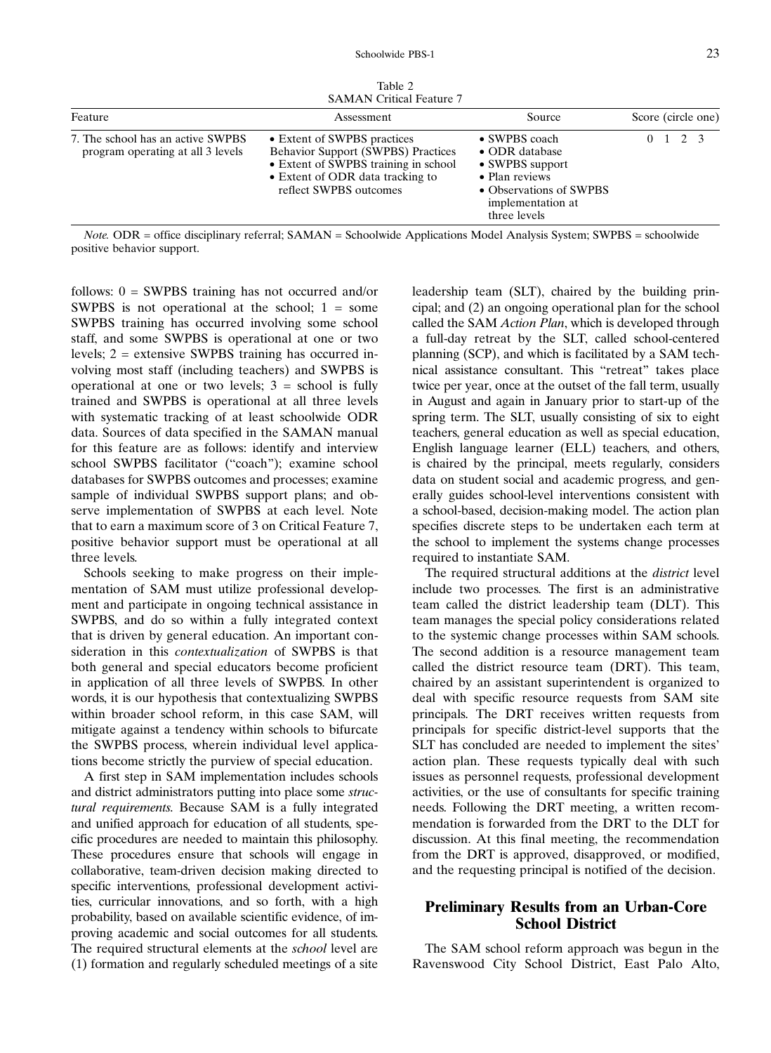Table 2
SAMAN Critical Feature 7

| Feature | Assessment | Source | Score (circle one) |
|---|---|---|---|
| 7. The school has an active SWPBS program operating at all 3 levels | • Extent of SWPBS practices Behavior Support (SWPBS) Practices • Extent of SWPBS training in school • Extent of ODR data tracking to reflect SWPBS outcomes | • SWPBS coach • ODR database • SWPBS support • Plan reviews • Observations of SWPBS implementation at three levels | 0 1 2 3 |

*Note.* ODR = office disciplinary referral; SAMAN = Schoolwide Applications Model Analysis System; SWPBS = schoolwide positive behavior support.

follows: 0 = SWPBS training has not occurred and/or SWPBS is not operational at the school; 1 = some SWPBS training has occurred involving some school staff, and some SWPBS is operational at one or two levels; 2 = extensive SWPBS training has occurred involving most staff (including teachers) and SWPBS is operational at one or two levels; 3 = school is fully trained and SWPBS is operational at all three levels with systematic tracking of at least schoolwide ODR data. Sources of data specified in the SAMAN manual for this feature are as follows: identify and interview school SWPBS facilitator ("coach"); examine school databases for SWPBS outcomes and processes; examine sample of individual SWPBS support plans; and observe implementation of SWPBS at each level. Note that to earn a maximum score of 3 on Critical Feature 7, positive behavior support must be operational at all three levels.

Schools seeking to make progress on their implementation of SAM must utilize professional development and participate in ongoing technical assistance in SWPBS, and do so within a fully integrated context that is driven by general education. An important consideration in this *contextualization* of SWPBS is that both general and special educators become proficient in application of all three levels of SWPBS. In other words, it is our hypothesis that contextualizing SWPBS within broader school reform, in this case SAM, will mitigate against a tendency within schools to bifurcate the SWPBS process, wherein individual level applications become strictly the purview of special education.

A first step in SAM implementation includes schools and district administrators putting into place some *structural requirements*. Because SAM is a fully integrated and unified approach for education of all students, specific procedures are needed to maintain this philosophy. These procedures ensure that schools will engage in collaborative, team-driven decision making directed to specific interventions, professional development activities, curricular innovations, and so forth, with a high probability, based on available scientific evidence, of improving academic and social outcomes for all students. The required structural elements at the *school* level are (1) formation and regularly scheduled meetings of a site leadership team (SLT), chaired by the building principal; and (2) an ongoing operational plan for the school called the SAM *Action Plan*, which is developed through a full-day retreat by the SLT, called school-centered planning (SCP), and which is facilitated by a SAM technical assistance consultant. This "retreat" takes place twice per year, once at the outset of the fall term, usually in August and again in January prior to start-up of the spring term. The SLT, usually consisting of six to eight teachers, general education as well as special education, English language learner (ELL) teachers, and others, is chaired by the principal, meets regularly, considers data on student social and academic progress, and generally guides school-level interventions consistent with a school-based, decision-making model. The action plan specifies discrete steps to be undertaken each term at the school to implement the systems change processes required to instantiate SAM.

The required structural additions at the *district* level include two processes. The first is an administrative team called the district leadership team (DLT). This team manages the special policy considerations related to the systemic change processes within SAM schools. The second addition is a resource management team called the district resource team (DRT). This team, chaired by an assistant superintendent is organized to deal with specific resource requests from SAM site principals. The DRT receives written requests from principals for specific district-level supports that the SLT has concluded are needed to implement the sites' action plan. These requests typically deal with such issues as personnel requests, professional development activities, or the use of consultants for specific training needs. Following the DRT meeting, a written recommendation is forwarded from the DRT to the DLT for discussion. At this final meeting, the recommendation from the DRT is approved, disapproved, or modified, and the requesting principal is notified of the decision.

## Preliminary Results from an Urban-Core School District

The SAM school reform approach was begun in the Ravenswood City School District, East Palo Alto,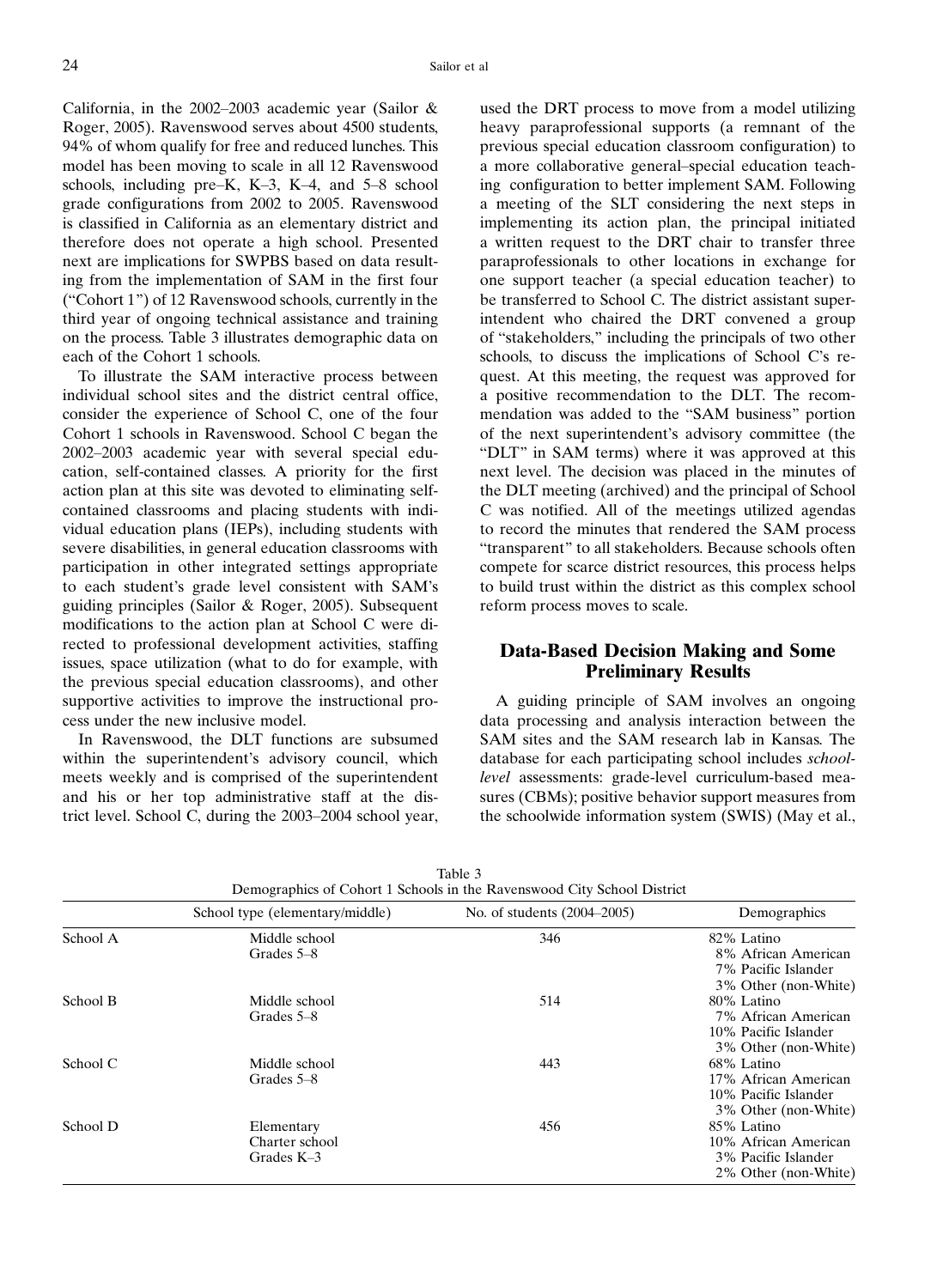California, in the 2002–2003 academic year (Sailor & Roger, 2005). Ravenswood serves about 4500 students, 94% of whom qualify for free and reduced lunches. This model has been moving to scale in all 12 Ravenswood schools, including pre–K, K–3, K–4, and 5–8 school grade configurations from 2002 to 2005. Ravenswood is classified in California as an elementary district and therefore does not operate a high school. Presented next are implications for SWPBS based on data resulting from the implementation of SAM in the first four ("Cohort 1") of 12 Ravenswood schools, currently in the third year of ongoing technical assistance and training on the process. Table 3 illustrates demographic data on each of the Cohort 1 schools.

To illustrate the SAM interactive process between individual school sites and the district central office, consider the experience of School C, one of the four Cohort 1 schools in Ravenswood. School C began the 2002–2003 academic year with several special education, self-contained classes. A priority for the first action plan at this site was devoted to eliminating self-contained classrooms and placing students with individual education plans (IEPs), including students with severe disabilities, in general education classrooms with participation in other integrated settings appropriate to each student's grade level consistent with SAM's guiding principles (Sailor & Roger, 2005). Subsequent modifications to the action plan at School C were directed to professional development activities, staffing issues, space utilization (what to do for example, with the previous special education classrooms), and other supportive activities to improve the instructional process under the new inclusive model.

In Ravenswood, the DLT functions are subsumed within the superintendent's advisory council, which meets weekly and is comprised of the superintendent and his or her top administrative staff at the district level. School C, during the 2003–2004 school year, used the DRT process to move from a model utilizing heavy paraprofessional supports (a remnant of the previous special education classroom configuration) to a more collaborative general–special education teaching configuration to better implement SAM. Following a meeting of the SLT considering the next steps in implementing its action plan, the principal initiated a written request to the DRT chair to transfer three paraprofessionals to other locations in exchange for one support teacher (a special education teacher) to be transferred to School C. The district assistant superintendent who chaired the DRT convened a group of "stakeholders," including the principals of two other schools, to discuss the implications of School C's request. At this meeting, the request was approved for a positive recommendation to the DLT. The recommendation was added to the "SAM business" portion of the next superintendent's advisory committee (the "DLT" in SAM terms) where it was approved at this next level. The decision was placed in the minutes of the DLT meeting (archived) and the principal of School C was notified. All of the meetings utilized agendas to record the minutes that rendered the SAM process "transparent" to all stakeholders. Because schools often compete for scarce district resources, this process helps to build trust within the district as this complex school reform process moves to scale.

## Data-Based Decision Making and Some Preliminary Results

A guiding principle of SAM involves an ongoing data processing and analysis interaction between the SAM sites and the SAM research lab in Kansas. The database for each participating school includes *school-level* assessments: grade-level curriculum-based measures (CBMs); positive behavior support measures from the schoolwide information system (SWIS) (May et al.,

Table 3
Demographics of Cohort 1 Schools in the Ravenswood City School District

| | School type (elementary/middle) | No. of students (2004–2005) | Demographics |
|---|---|---|---|
| School A | Middle school<br>Grades 5–8 | 346 | 82% Latino<br>8% African American<br>7% Pacific Islander<br>3% Other (non-White) |
| School B | Middle school<br>Grades 5–8 | 514 | 80% Latino<br>7% African American<br>10% Pacific Islander<br>3% Other (non-White) |
| School C | Middle school<br>Grades 5–8 | 443 | 68% Latino<br>17% African American<br>10% Pacific Islander<br>3% Other (non-White) |
| School D | Elementary<br>Charter school<br>Grades K–3 | 456 | 85% Latino<br>10% African American<br>3% Pacific Islander<br>2% Other (non-White) |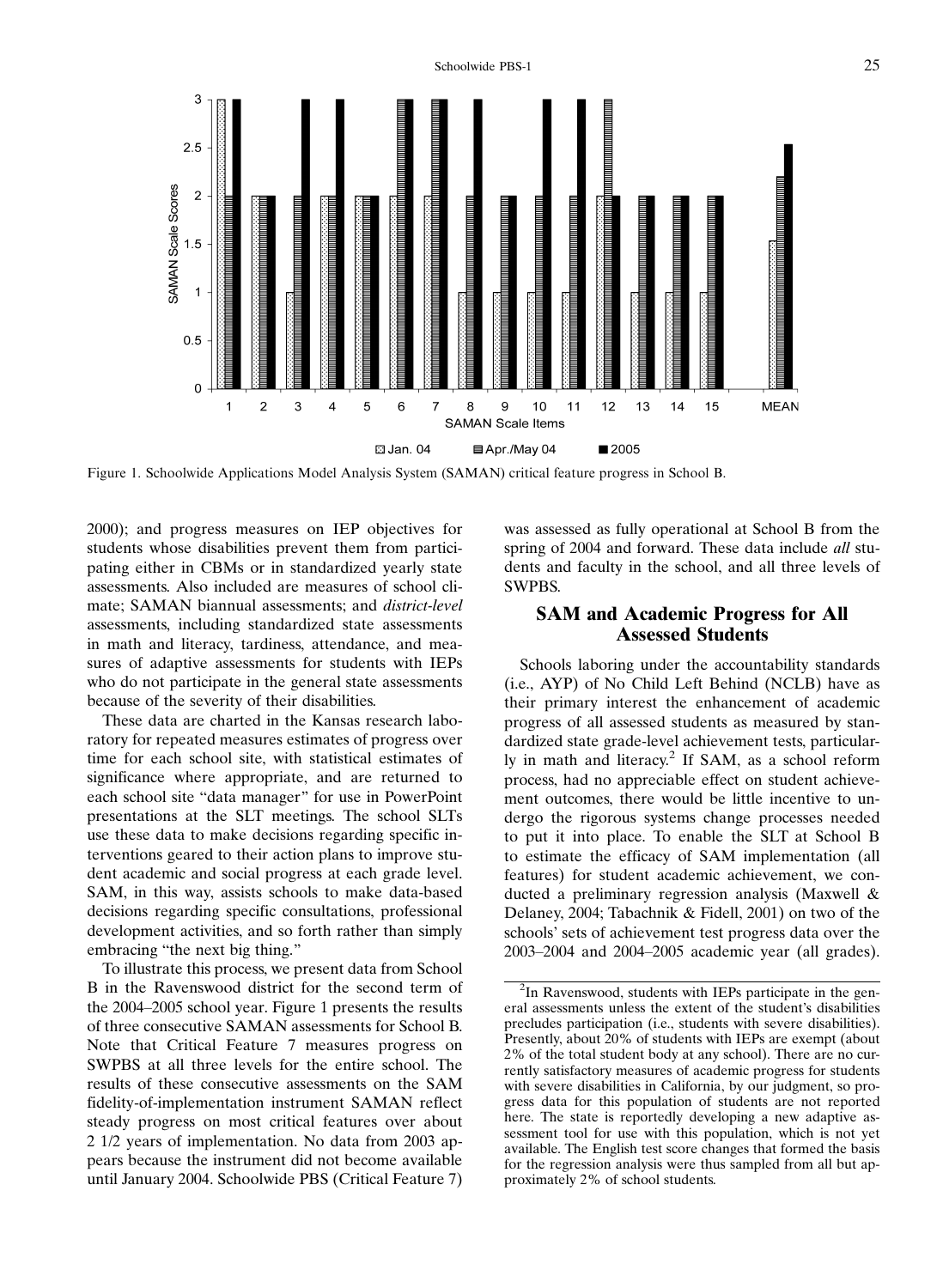Figure 1. Schoolwide Applications Model Analysis System (SAMAN) critical feature progress in School B.

2000); and progress measures on IEP objectives for students whose disabilities prevent them from participating either in CBMs or in standardized yearly state assessments. Also included are measures of school climate; SAMAN biannual assessments; and *district-level* assessments, including standardized state assessments in math and literacy, tardiness, attendance, and measures of adaptive assessments for students with IEPs who do not participate in the general state assessments because of the severity of their disabilities.

These data are charted in the Kansas research laboratory for repeated measures estimates of progress over time for each school site, with statistical estimates of significance where appropriate, and are returned to each school site "data manager" for use in PowerPoint presentations at the SLT meetings. The school SLTs use these data to make decisions regarding specific interventions geared to their action plans to improve student academic and social progress at each grade level. SAM, in this way, assists schools to make data-based decisions regarding specific consultations, professional development activities, and so forth rather than simply embracing "the next big thing."

To illustrate this process, we present data from School B in the Ravenswood district for the second term of the 2004–2005 school year. Figure 1 presents the results of three consecutive SAMAN assessments for School B. Note that Critical Feature 7 measures progress on SWPBS at all three levels for the entire school. The results of these consecutive assessments on the SAM fidelity-of-implementation instrument SAMAN reflect steady progress on most critical features over about 2 1/2 years of implementation. No data from 2003 appears because the instrument did not become available until January 2004. Schoolwide PBS (Critical Feature 7) was assessed as fully operational at School B from the spring of 2004 and forward. These data include *all* students and faculty in the school, and all three levels of SWPBS.

## SAM and Academic Progress for All Assessed Students

Schools laboring under the accountability standards (i.e., AYP) of No Child Left Behind (NCLB) have as their primary interest the enhancement of academic progress of all assessed students as measured by standardized state grade-level achievement tests, particularly in math and literacy.[2] If SAM, as a school reform process, had no appreciable effect on student achievement outcomes, there would be little incentive to undergo the rigorous systems change processes needed to put it into place. To enable the SLT at School B to estimate the efficacy of SAM implementation (all features) for student academic achievement, we conducted a preliminary regression analysis (Maxwell & Delaney, 2004; Tabachnik & Fidell, 2001) on two of the schools' sets of achievement test progress data over the 2003–2004 and 2004–2005 academic year (all grades).

[2] In Ravenswood, students with IEPs participate in the general assessments unless the extent of the student's disabilities precludes participation (i.e., students with severe disabilities). Presently, about 20% of students with IEPs are exempt (about 2% of the total student body at any school). There are no currently satisfactory measures of academic progress for students with severe disabilities in California, by our judgment, so progress data for this population of students are not reported here. The state is reportedly developing a new adaptive assessment tool for use with this population, which is not yet available. The English test score changes that formed the basis for the regression analysis were thus sampled from all but approximately 2% of school students.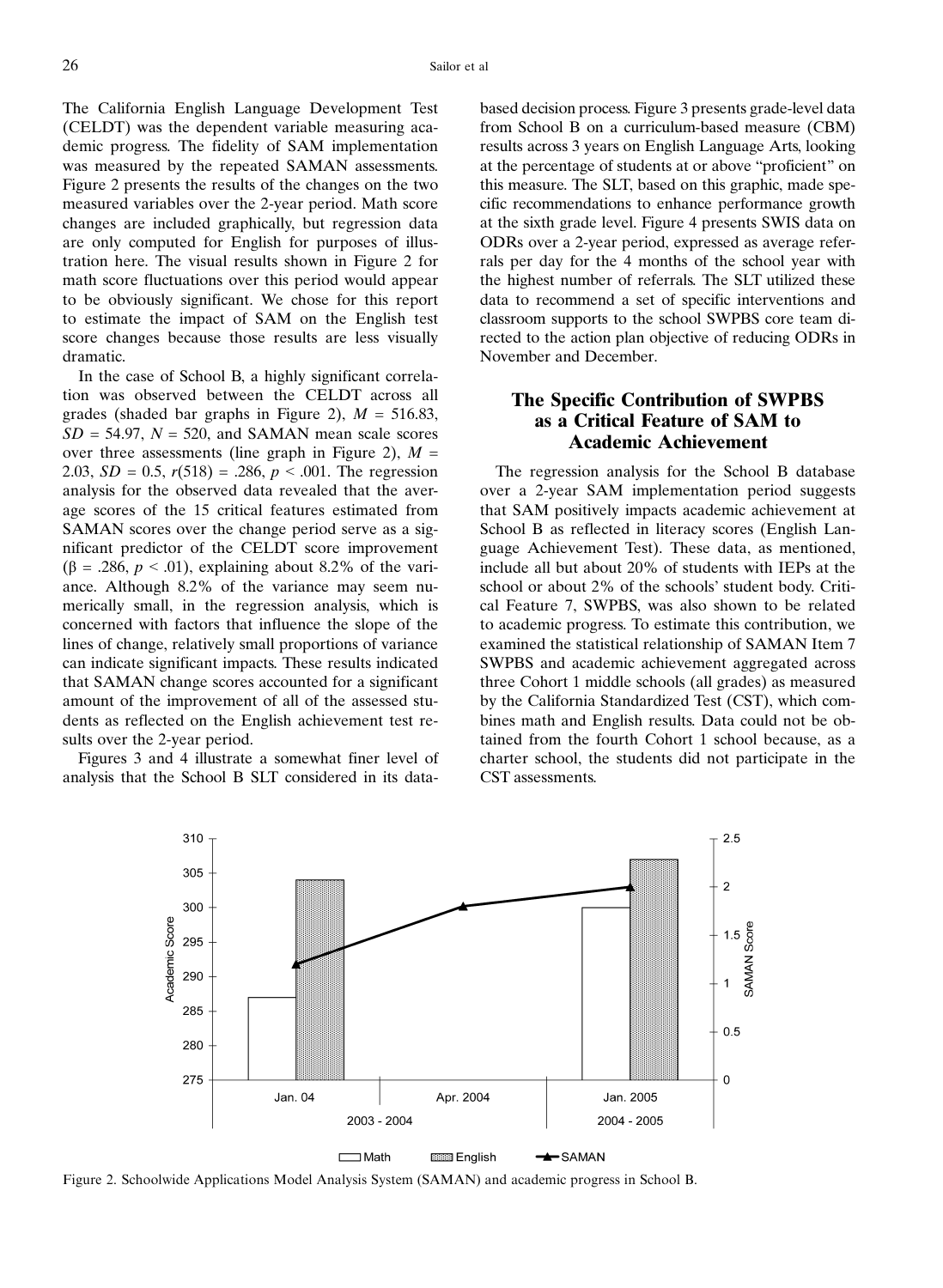The California English Language Development Test (CELDT) was the dependent variable measuring academic progress. The fidelity of SAM implementation was measured by the repeated SAMAN assessments. Figure 2 presents the results of the changes on the two measured variables over the 2-year period. Math score changes are included graphically, but regression data are only computed for English for purposes of illustration here. The visual results shown in Figure 2 for math score fluctuations over this period would appear to be obviously significant. We chose for this report to estimate the impact of SAM on the English test score changes because those results are less visually dramatic.

In the case of School B, a highly significant correlation was observed between the CELDT across all grades (shaded bar graphs in Figure 2), $M$ = 516.83, $SD$ = 54.97, $N$ = 520, and SAMAN mean scale scores over three assessments (line graph in Figure 2), $M$ = 2.03, $SD$ = 0.5, $r(518) = .286$, $p < .001$. The regression analysis for the observed data revealed that the average scores of the 15 critical features estimated from SAMAN scores over the change period serve as a significant predictor of the CELDT score improvement ($\beta = .286$, $p < .01$), explaining about 8.2% of the variance. Although 8.2% of the variance may seem numerically small, in the regression analysis, which is concerned with factors that influence the slope of the lines of change, relatively small proportions of variance can indicate significant impacts. These results indicated that SAMAN change scores accounted for a significant amount of the improvement of all of the assessed students as reflected on the English achievement test results over the 2-year period.

Figures 3 and 4 illustrate a somewhat finer level of analysis that the School B SLT considered in its data-based decision process. Figure 3 presents grade-level data from School B on a curriculum-based measure (CBM) results across 3 years on English Language Arts, looking at the percentage of students at or above "proficient" on this measure. The SLT, based on this graphic, made specific recommendations to enhance performance growth at the sixth grade level. Figure 4 presents SWIS data on ODRs over a 2-year period, expressed as average referrals per day for the 4 months of the school year with the highest number of referrals. The SLT utilized these data to recommend a set of specific interventions and classroom supports to the school SWPBS core team directed to the action plan objective of reducing ODRs in November and December.

## The Specific Contribution of SWPBS as a Critical Feature of SAM to Academic Achievement

The regression analysis for the School B database over a 2-year SAM implementation period suggests that SAM positively impacts academic achievement at School B as reflected in literacy scores (English Language Achievement Test). These data, as mentioned, include all but about 20% of students with IEPs at the school or about 2% of the schools' student body. Critical Feature 7, SWPBS, was also shown to be related to academic progress. To estimate this contribution, we examined the statistical relationship of SAMAN Item 7 SWPBS and academic achievement aggregated across three Cohort 1 middle schools (all grades) as measured by the California Standardized Test (CST), which combines math and English results. Data could not be obtained from the fourth Cohort 1 school because, as a charter school, the students did not participate in the CST assessments.

Figure 2. Schoolwide Applications Model Analysis System (SAMAN) and academic progress in School B.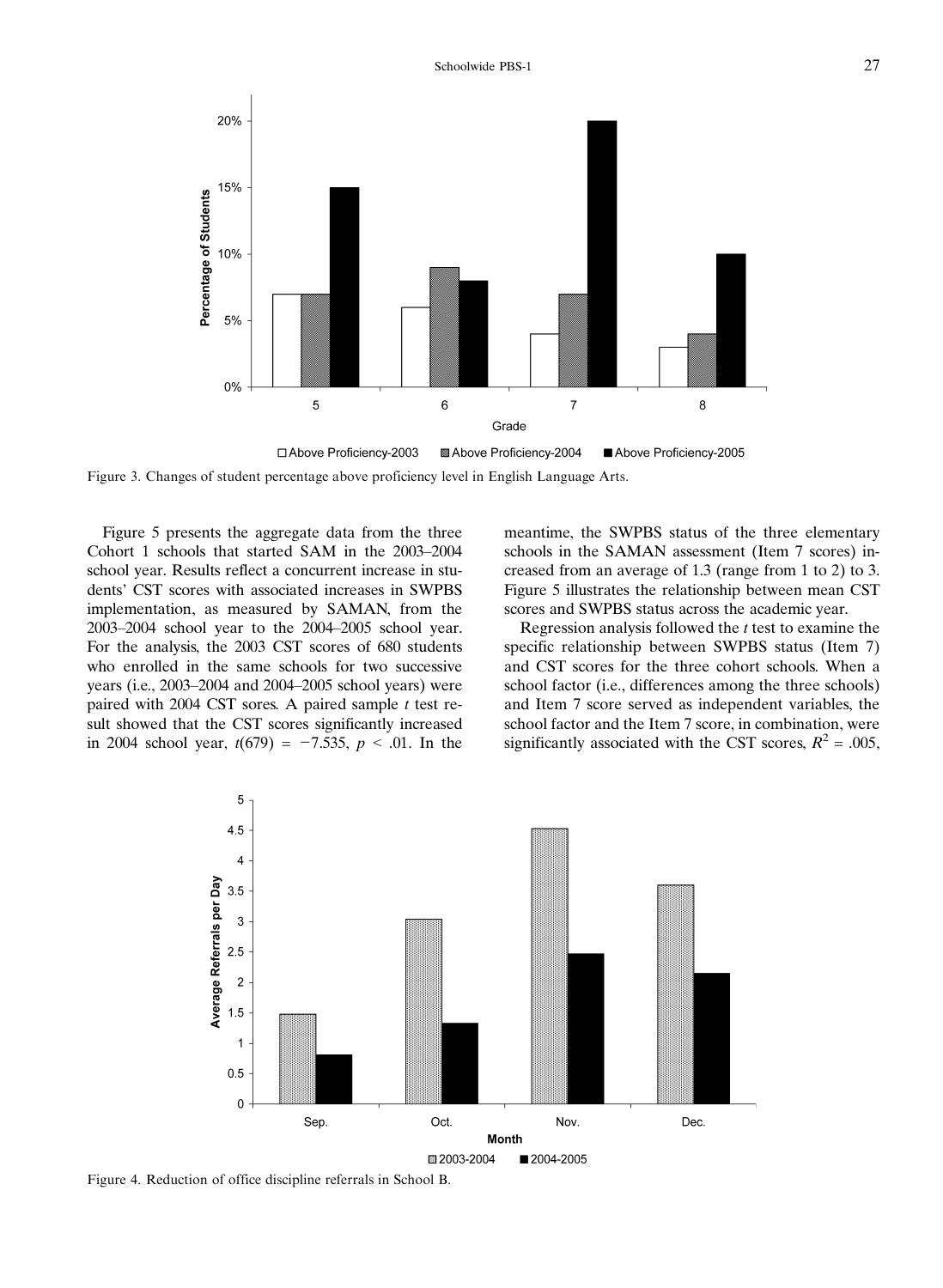Figure 3. Changes of student percentage above proficiency level in English Language Arts.

Figure 5 presents the aggregate data from the three Cohort 1 schools that started SAM in the 2003–2004 school year. Results reflect a concurrent increase in students' CST scores with associated increases in SWPBS implementation, as measured by SAMAN, from the 2003–2004 school year to the 2004–2005 school year. For the analysis, the 2003 CST scores of 680 students who enrolled in the same schools for two successive years (i.e., 2003–2004 and 2004–2005 school years) were paired with 2004 CST sores. A paired sample *t* test result showed that the CST scores significantly increased in 2004 school year, $t(679) = -7.535$, $p < .01$. In the meantime, the SWPBS status of the three elementary schools in the SAMAN assessment (Item 7 scores) increased from an average of 1.3 (range from 1 to 2) to 3. Figure 5 illustrates the relationship between mean CST scores and SWPBS status across the academic year.

Regression analysis followed the *t* test to examine the specific relationship between SWPBS status (Item 7) and CST scores for the three cohort schools. When a school factor (i.e., differences among the three schools) and Item 7 score served as independent variables, the school factor and the Item 7 score, in combination, were significantly associated with the CST scores, $R^2 = .005$,

Figure 4. Reduction of office discipline referrals in School B.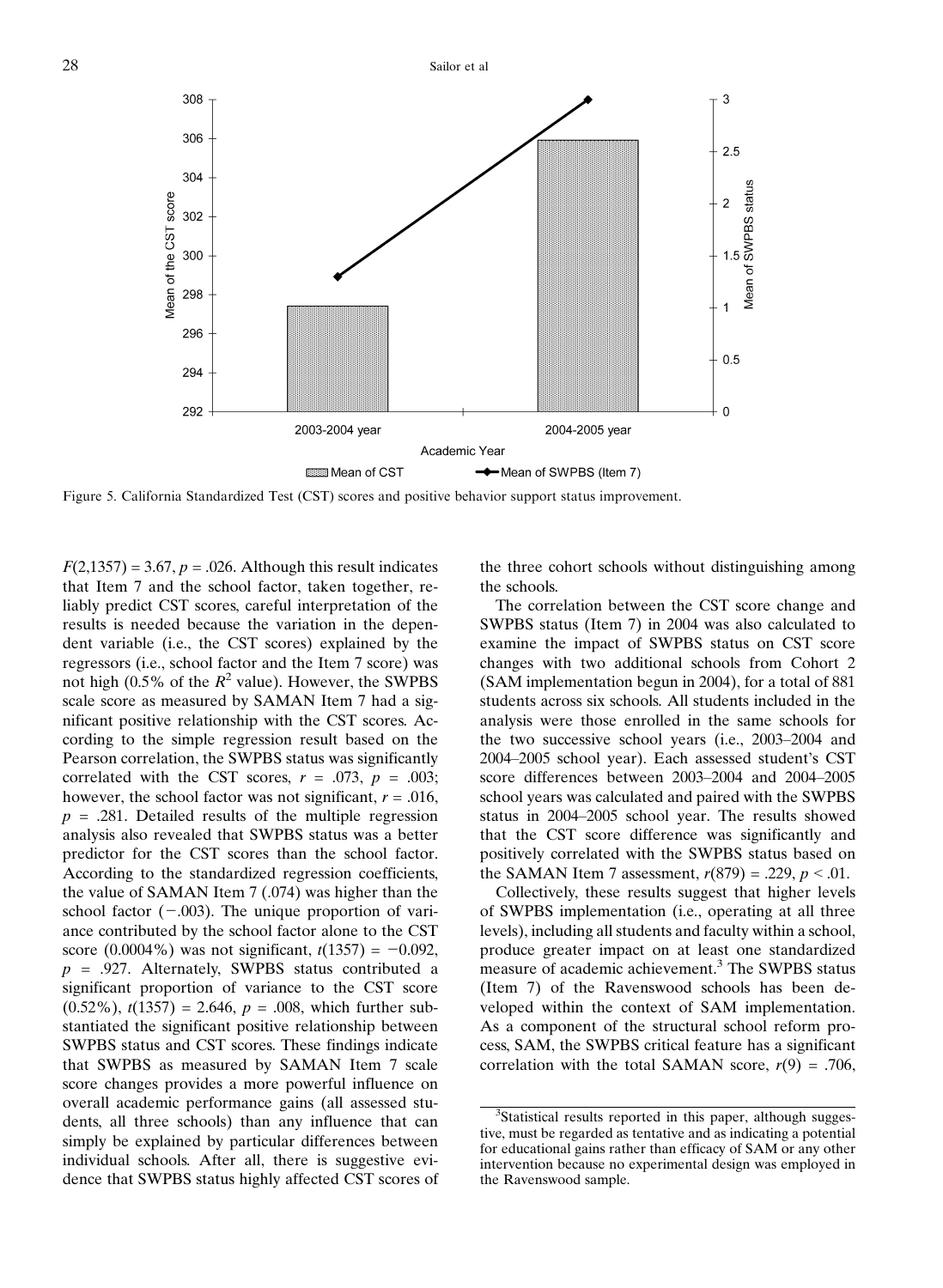Figure 5. California Standardized Test (CST) scores and positive behavior support status improvement.

$F(2,1357) = 3.67$, $p = .026$. Although this result indicates that Item 7 and the school factor, taken together, reliably predict CST scores, careful interpretation of the results is needed because the variation in the dependent variable (i.e., the CST scores) explained by the regressors (i.e., school factor and the Item 7 score) was not high (0.5% of the $R^2$ value). However, the SWPBS scale score as measured by SAMAN Item 7 had a significant positive relationship with the CST scores. According to the simple regression result based on the Pearson correlation, the SWPBS status was significantly correlated with the CST scores, $r = .073$, $p = .003$; however, the school factor was not significant, $r = .016$, $p = .281$. Detailed results of the multiple regression analysis also revealed that SWPBS status was a better predictor for the CST scores than the school factor. According to the standardized regression coefficients, the value of SAMAN Item 7 (.074) was higher than the school factor (−.003). The unique proportion of variance contributed by the school factor alone to the CST score (0.0004%) was not significant, $t(1357) = -0.092$, $p = .927$. Alternately, SWPBS status contributed a significant proportion of variance to the CST score (0.52%), $t(1357) = 2.646$, $p = .008$, which further substantiated the significant positive relationship between SWPBS status and CST scores. These findings indicate that SWPBS as measured by SAMAN Item 7 scale score changes provides a more powerful influence on overall academic performance gains (all assessed students, all three schools) than any influence that can simply be explained by particular differences between individual schools. After all, there is suggestive evidence that SWPBS status highly affected CST scores of the three cohort schools without distinguishing among the schools.

The correlation between the CST score change and SWPBS status (Item 7) in 2004 was also calculated to examine the impact of SWPBS status on CST score changes with two additional schools from Cohort 2 (SAM implementation begun in 2004), for a total of 881 students across six schools. All students included in the analysis were those enrolled in the same schools for the two successive school years (i.e., 2003–2004 and 2004–2005 school year). Each assessed student's CST score differences between 2003–2004 and 2004–2005 school years was calculated and paired with the SWPBS status in 2004–2005 school year. The results showed that the CST score difference was significantly and positively correlated with the SWPBS status based on the SAMAN Item 7 assessment, $r(879) = .229$, $p < .01$.

Collectively, these results suggest that higher levels of SWPBS implementation (i.e., operating at all three levels), including all students and faculty within a school, produce greater impact on at least one standardized measure of academic achievement.[3] The SWPBS status (Item 7) of the Ravenswood schools has been developed within the context of SAM implementation. As a component of the structural school reform process, SAM, the SWPBS critical feature has a significant correlation with the total SAMAN score, $r(9) = .706$,

[3]Statistical results reported in this paper, although suggestive, must be regarded as tentative and as indicating a potential for educational gains rather than efficacy of SAM or any other intervention because no experimental design was employed in the Ravenswood sample.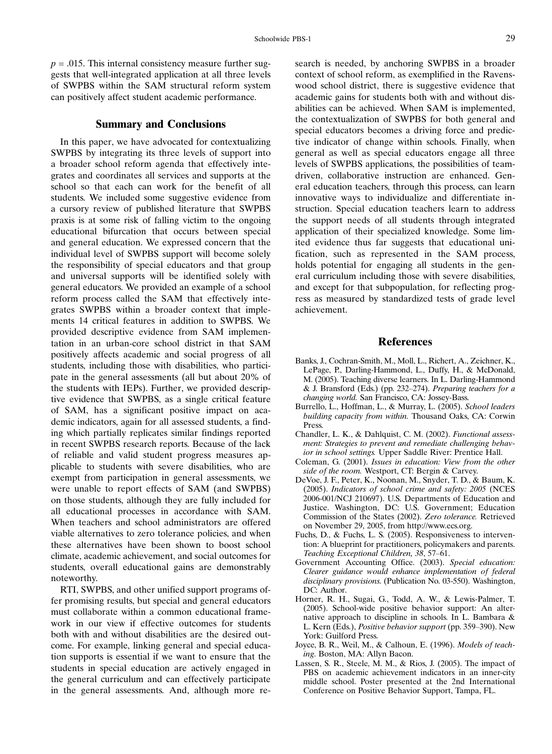$p = .015$. This internal consistency measure further suggests that well-integrated application at all three levels of SWPBS within the SAM structural reform system can positively affect student academic performance.

## Summary and Conclusions

In this paper, we have advocated for contextualizing SWPBS by integrating its three levels of support into a broader school reform agenda that effectively integrates and coordinates all services and supports at the school so that each can work for the benefit of all students. We included some suggestive evidence from a cursory review of published literature that SWPBS praxis is at some risk of falling victim to the ongoing educational bifurcation that occurs between special and general education. We expressed concern that the individual level of SWPBS support will become solely the responsibility of special educators and that group and universal supports will be identified solely with general educators. We provided an example of a school reform process called the SAM that effectively integrates SWPBS within a broader context that implements 14 critical features in addition to SWPBS. We provided descriptive evidence from SAM implementation in an urban-core school district in that SAM positively affects academic and social progress of all students, including those with disabilities, who participate in the general assessments (all but about 20% of the students with IEPs). Further, we provided descriptive evidence that SWPBS, as a single critical feature of SAM, has a significant positive impact on academic indicators, again for all assessed students, a finding which partially replicates similar findings reported in recent SWPBS research reports. Because of the lack of reliable and valid student progress measures applicable to students with severe disabilities, who are exempt from participation in general assessments, we were unable to report effects of SAM (and SWPBS) on those students, although they are fully included for all educational processes in accordance with SAM. When teachers and school administrators are offered viable alternatives to zero tolerance policies, and when these alternatives have been shown to boost school climate, academic achievement, and social outcomes for students, overall educational gains are demonstrably noteworthy.

RTI, SWPBS, and other unified support programs offer promising results, but special and general educators must collaborate within a common educational framework in our view if effective outcomes for students both with and without disabilities are the desired outcome. For example, linking general and special education supports is essential if we want to ensure that the students in special education are actively engaged in the general curriculum and can effectively participate in the general assessments. And, although more research is needed, by anchoring SWPBS in a broader context of school reform, as exemplified in the Ravenswood school district, there is suggestive evidence that academic gains for students both with and without disabilities can be achieved. When SAM is implemented, the contextualization of SWPBS for both general and special educators becomes a driving force and predictive indicator of change within schools. Finally, when general as well as special educators engage all three levels of SWPBS applications, the possibilities of team-driven, collaborative instruction are enhanced. General education teachers, through this process, can learn innovative ways to individualize and differentiate instruction. Special education teachers learn to address the support needs of all students through integrated application of their specialized knowledge. Some limited evidence thus far suggests that educational unification, such as represented in the SAM process, holds potential for engaging all students in the general curriculum including those with severe disabilities, and except for that subpopulation, for reflecting progress as measured by standardized tests of grade level achievement.

## References

Banks, J., Cochran-Smith, M., Moll, L., Richert, A., Zeichner, K., LePage, P., Darling-Hammond, L., Duffy, H., & McDonald, M. (2005). Teaching diverse learners. In L. Darling-Hammond & J. Bransford (Eds.) (pp. 232–274). *Preparing teachers for a changing world.* San Francisco, CA: Jossey-Bass.

Burrello, L., Hoffman, L., & Murray, L. (2005). *School leaders building capacity from within.* Thousand Oaks, CA: Corwin Press.

Chandler, L. K., & Dahlquist, C. M. (2002). *Functional assessment: Strategies to prevent and remediate challenging behavior in school settings.* Upper Saddle River: Prentice Hall.

Coleman, G. (2001). *Issues in education: View from the other side of the room.* Westport, CT: Bergin & Carvey.

DeVoe, J. F., Peter, K., Noonan, M., Snyder, T. D., & Baum, K. (2005). *Indicators of school crime and safety: 2005* (NCES 2006-001/NCJ 210697). U.S. Departments of Education and Justice. Washington, DC: U.S. Government; Education Commission of the States (2002). *Zero tolerance.* Retrieved on November 29, 2005, from http://www.ecs.org.

Fuchs, D., & Fuchs, L. S. (2005). Responsiveness to intervention: A blueprint for practitioners, policymakers and parents. *Teaching Exceptional Children, 38*, 57–61.

Government Accounting Office. (2003). *Special education: Clearer guidance would enhance implementation of federal disciplinary provisions.* (Publication No. 03-550). Washington, DC: Author.

Horner, R. H., Sugai, G., Todd, A. W., & Lewis-Palmer, T. (2005). School-wide positive behavior support: An alternative approach to discipline in schools. In L. Bambara & L. Kern (Eds.), *Positive behavior support* (pp. 359–390). New York: Guilford Press.

Joyce, B. R., Weil, M., & Calhoun, E. (1996). *Models of teaching.* Boston, MA: Allyn Bacon.

Lassen, S. R., Steele, M. M., & Rios, J. (2005). The impact of PBS on academic achievement indicators in an inner-city middle school. Poster presented at the 2nd International Conference on Positive Behavior Support, Tampa, FL.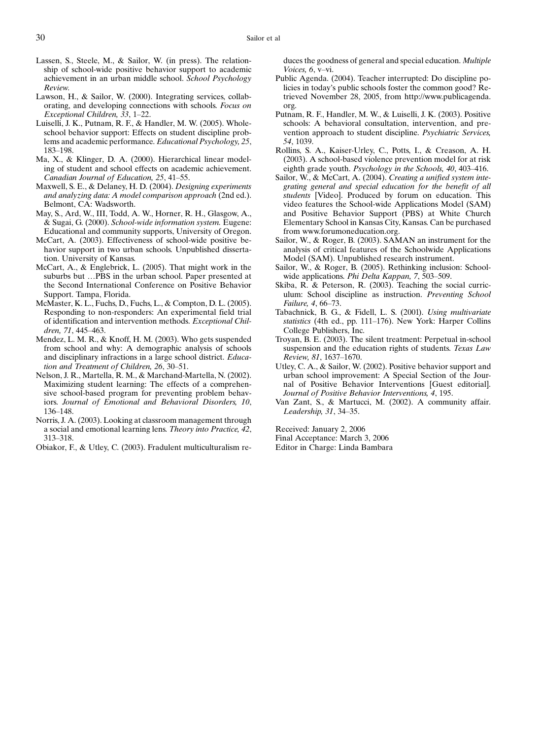Lassen, S., Steele, M., & Sailor, W. (in press). The relationship of school-wide positive behavior support to academic achievement in an urban middle school. *School Psychology Review.*

Lawson, H., & Sailor, W. (2000). Integrating services, collaborating, and developing connections with schools. *Focus on Exceptional Children, 33*, 1–22.

Luiselli, J. K., Putnam, R. F., & Handler, M. W. (2005). Whole-school behavior support: Effects on student discipline problems and academic performance. *Educational Psychology, 25*, 183–198.

Ma, X., & Klinger, D. A. (2000). Hierarchical linear modeling of student and school effects on academic achievement. *Canadian Journal of Education, 25*, 41–55.

Maxwell, S. E., & Delaney, H. D. (2004). *Designing experiments and analyzing data: A model comparison approach* (2nd ed.). Belmont, CA: Wadsworth.

May, S., Ard, W., III, Todd, A. W., Horner, R. H., Glasgow, A., & Sugai, G. (2000). *School-wide information system.* Eugene: Educational and community supports, University of Oregon.

McCart, A. (2003). Effectiveness of school-wide positive behavior support in two urban schools. Unpublished dissertation. University of Kansas.

McCart, A., & Englebrick, L. (2005). That might work in the suburbs but …PBS in the urban school. Paper presented at the Second International Conference on Positive Behavior Support. Tampa, Florida.

McMaster, K. L., Fuchs, D., Fuchs, L., & Compton, D. L. (2005). Responding to non-responders: An experimental field trial of identification and intervention methods. *Exceptional Children, 71*, 445–463.

Mendez, L. M. R., & Knoff, H. M. (2003). Who gets suspended from school and why: A demographic analysis of schools and disciplinary infractions in a large school district. *Education and Treatment of Children, 26*, 30–51.

Nelson, J. R., Martella, R. M., & Marchand-Martella, N. (2002). Maximizing student learning: The effects of a comprehensive school-based program for preventing problem behaviors. *Journal of Emotional and Behavioral Disorders, 10*, 136–148.

Norris, J. A. (2003). Looking at classroom management through a social and emotional learning lens. *Theory into Practice, 42*, 313–318.

Obiakor, F., & Utley, C. (2003). Fradulent multiculturalism reduces the goodness of general and special education. *Multiple Voices, 6*, v–vi.

Public Agenda. (2004). Teacher interrupted: Do discipline policies in today's public schools foster the common good? Retrieved November 28, 2005, from http://www.publicagenda.org.

Putnam, R. F., Handler, M. W., & Luiselli, J. K. (2003). Positive schools: A behavioral consultation, intervention, and prevention approach to student discipline. *Psychiatric Services, 54*, 1039.

Rollins, S. A., Kaiser-Urley, C., Potts, I., & Creason, A. H. (2003). A school-based violence prevention model for at risk eighth grade youth. *Psychology in the Schools, 40*, 403–416.

Sailor, W., & McCart, A. (2004). *Creating a unified system integrating general and special education for the benefit of all students* [Video]. Produced by forum on education. This video features the School-wide Applications Model (SAM) and Positive Behavior Support (PBS) at White Church Elementary School in Kansas City, Kansas. Can be purchased from www.forumoneducation.org.

Sailor, W., & Roger, B. (2003). SAMAN an instrument for the analysis of critical features of the Schoolwide Applications Model (SAM). Unpublished research instrument.

Sailor, W., & Roger, B. (2005). Rethinking inclusion: Schoolwide applications. *Phi Delta Kappan, 7*, 503–509.

Skiba, R. & Peterson, R. (2003). Teaching the social curriculum: School discipline as instruction. *Preventing School Failure, 4*, 66–73.

Tabachnick, B. G., & Fidell, L. S. (2001). *Using multivariate statistics* (4th ed., pp. 111–176). New York: Harper Collins College Publishers, Inc.

Troyan, B. E. (2003). The silent treatment: Perpetual in-school suspension and the education rights of students. *Texas Law Review, 81*, 1637–1670.

Utley, C. A., & Sailor, W. (2002). Positive behavior support and urban school improvement: A Special Section of the Journal of Positive Behavior Interventions [Guest editorial]. *Journal of Positive Behavior Interventions, 4*, 195.

Van Zant, S., & Martucci, M. (2002). A community affair. *Leadership, 31*, 34–35.

Received: January 2, 2006
Final Acceptance: March 3, 2006
Editor in Charge: Linda Bambara